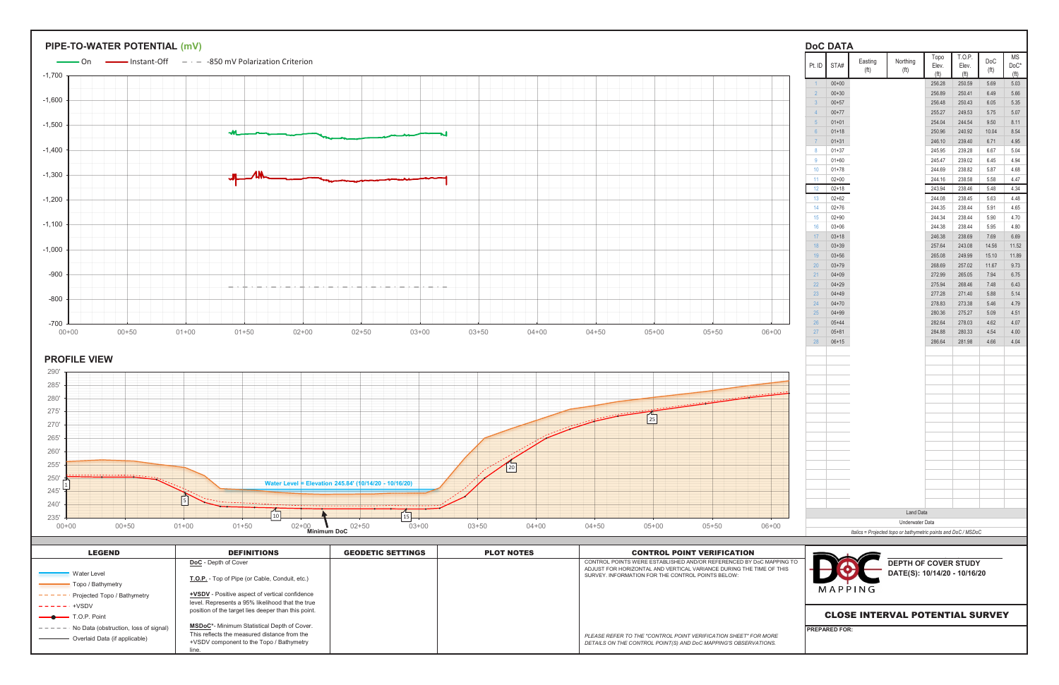## PIPE-TO-WATER POTENTIAL (mV)

On — Instant-Off — -850 mV Polarization Criterion

## PROFILE VIEW

Water Level = Elevation 245.84' (10/14/20 - 10/16/20)

Minimum DoC

## DoC DATA

| Pt. ID | STA# | Easting (ft) | Northing (ft) | Topo Elev. (ft) | T.O.P. Elev. (ft) | DoC (ft) | MS DoC* (ft) |
|---|---|---|---|---|---|---|---|
| 1 | 00+00 | | | 256.28 | 250.59 | 5.69 | 5.03 |
| 2 | 00+30 | | | 256.89 | 250.41 | 6.49 | 5.66 |
| 3 | 00+57 | | | 256.48 | 250.43 | 6.05 | 5.35 |
| 4 | 00+77 | | | 255.27 | 249.53 | 5.75 | 5.07 |
| 5 | 01+01 | | | 254.04 | 244.54 | 9.50 | 8.11 |
| 6 | 01+18 | | | 250.96 | 240.92 | 10.04 | 8.54 |
| 7 | 01+31 | | | 246.10 | 239.40 | 6.71 | 4.95 |
| 8 | 01+37 | | | 245.95 | 239.28 | 6.67 | 5.04 |
| 9 | 01+60 | | | 245.47 | 239.02 | 6.45 | 4.94 |
| 10 | 01+78 | | | 244.69 | 238.82 | 5.87 | 4.68 |
| 11 | 02+00 | | | 244.16 | 238.58 | 5.58 | 4.47 |
| 12 | 02+18 | | | 243.94 | 238.46 | 5.48 | 4.34 |
| 13 | 02+62 | | | 244.08 | 238.45 | 5.63 | 4.48 |
| 14 | 02+76 | | | 244.35 | 238.44 | 5.91 | 4.65 |
| 15 | 02+90 | | | 244.34 | 238.44 | 5.90 | 4.70 |
| 16 | 03+06 | | | 244.38 | 238.44 | 5.95 | 4.80 |
| 17 | 03+18 | | | 246.38 | 238.69 | 7.69 | 6.69 |
| 18 | 03+39 | | | 257.64 | 243.08 | 14.56 | 11.52 |
| 19 | 03+56 | | | 265.08 | 249.99 | 15.10 | 11.89 |
| 20 | 03+79 | | | 268.69 | 257.02 | 11.67 | 9.73 |
| 21 | 04+09 | | | 272.99 | 265.05 | 7.94 | 6.75 |
| 22 | 04+29 | | | 275.94 | 268.46 | 7.48 | 6.43 |
| 23 | 04+49 | | | 277.28 | 271.40 | 5.88 | 5.14 |
| 24 | 04+70 | | | 278.83 | 273.38 | 5.46 | 4.79 |
| 25 | 04+99 | | | 280.36 | 275.27 | 5.09 | 4.51 |
| 26 | 05+44 | | | 282.64 | 278.03 | 4.62 | 4.07 |
| 27 | 05+81 | | | 284.88 | 280.33 | 4.54 | 4.00 |
| 28 | 06+15 | | | 286.64 | 281.98 | 4.66 | 4.04 |

Land Data

Underwater Data

*Italics = Projected topo or bathymetric points and DoC / MSDoC*

| LEGEND | DEFINITIONS | GEODETIC SETTINGS | PLOT NOTES | CONTROL POINT VERIFICATION |
|---|---|---|---|---|
| Water Level<br>Topo / Bathymetry<br>Projected Topo / Bathymetry<br>+VSDV<br>T.O.P. Point<br>No Data (obstruction, loss of signal)<br>Overlaid Data (if applicable) | **DoC** - Depth of Cover<br>**T.O.P.** - Top of Pipe (or Cable, Conduit, etc.)<br>**+VSDV** - Positive aspect of vertical confidence level. Represents a 95% likelihood that the true position of the target lies deeper than this point.<br>**MSDoC*** - Minimum Statistical Depth of Cover. This reflects the measured distance from the +VSDV component to the Topo / Bathymetry line. | | | CONTROL POINTS WERE ESTABLISHED AND/OR REFERENCED BY DoC MAPPING TO ADJUST FOR HORIZONTAL AND VERTICAL VARIANCE DURING THE TIME OF THIS SURVEY. INFORMATION FOR THE CONTROL POINTS BELOW:<br>*PLEASE REFER TO THE "CONTROL POINT VERIFICATION SHEET" FOR MORE DETAILS ON THE CONTROL POINT(S) AND DoC MAPPING'S OBSERVATIONS.* |

DoC MAPPING

**DEPTH OF COVER STUDY**
**DATE(S): 10/14/20 - 10/16/20**

**CLOSE INTERVAL POTENTIAL SURVEY**

**PREPARED FOR:**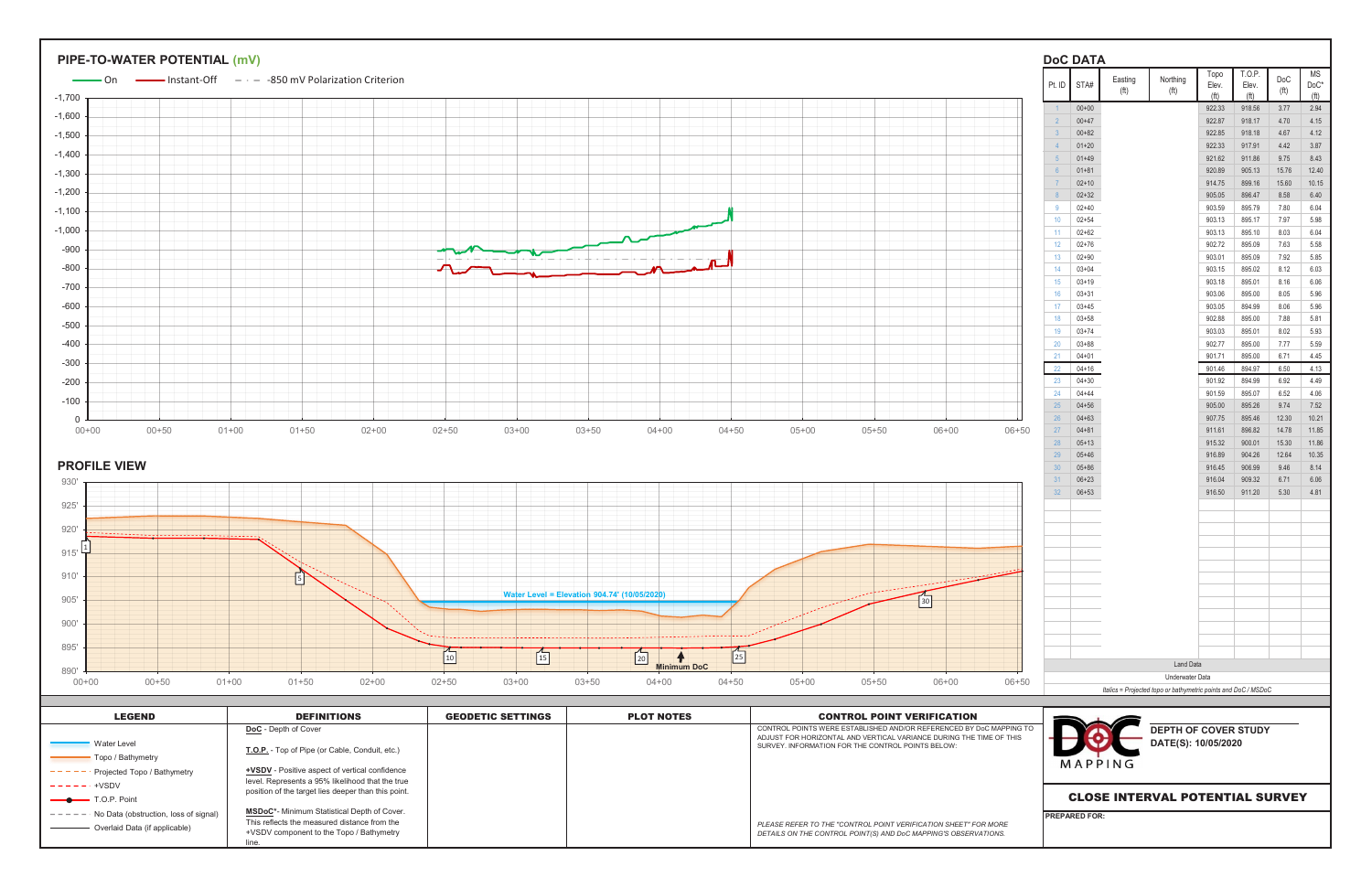## PIPE-TO-WATER POTENTIAL (mV)

On — Instant-Off — -850 mV Polarization Criterion

## PROFILE VIEW

Water Level = Elevation 904.74' (10/05/2020)

Minimum DoC

## DoC DATA

| Pt. ID | STA# | Easting (ft) | Northing (ft) | Topo Elev. (ft) | T.O.P. Elev. (ft) | DoC (ft) | MS DoC* (ft) |
|---|---|---|---|---|---|---|---|
| 1 | 00+00 | | | 922.33 | 918.56 | 3.77 | 2.94 |
| 2 | 00+47 | | | 922.87 | 918.17 | 4.70 | 4.15 |
| 3 | 00+82 | | | 922.85 | 918.18 | 4.67 | 4.12 |
| 4 | 01+20 | | | 922.33 | 917.91 | 4.42 | 3.87 |
| 5 | 01+49 | | | 921.62 | 911.86 | 9.75 | 8.43 |
| 6 | 01+81 | | | 920.89 | 905.13 | 15.76 | 12.40 |
| 7 | 02+10 | | | 914.75 | 899.16 | 15.60 | 10.15 |
| 8 | 02+32 | | | 905.05 | 896.47 | 8.58 | 6.40 |
| 9 | 02+40 | | | 903.59 | 895.79 | 7.80 | 6.04 |
| 10 | 02+54 | | | 903.13 | 895.17 | 7.97 | 5.98 |
| 11 | 02+62 | | | 903.13 | 895.10 | 8.03 | 6.04 |
| 12 | 02+76 | | | 902.72 | 895.09 | 7.63 | 5.58 |
| 13 | 02+90 | | | 903.01 | 895.09 | 7.92 | 5.85 |
| 14 | 03+04 | | | 903.15 | 895.02 | 8.12 | 6.03 |
| 15 | 03+19 | | | 903.18 | 895.01 | 8.16 | 6.06 |
| 16 | 03+31 | | | 903.06 | 895.00 | 8.05 | 5.96 |
| 17 | 03+45 | | | 903.05 | 894.99 | 8.06 | 5.96 |
| 18 | 03+58 | | | 902.88 | 895.00 | 7.88 | 5.81 |
| 19 | 03+74 | | | 903.03 | 895.01 | 8.02 | 5.93 |
| 20 | 03+88 | | | 902.77 | 895.00 | 7.77 | 5.59 |
| 21 | 04+01 | | | 901.71 | 895.00 | 6.71 | 4.45 |
| 22 | 04+16 | | | 901.46 | 894.97 | 6.50 | 4.13 |
| 23 | 04+30 | | | 901.92 | 894.99 | 6.92 | 4.49 |
| 24 | 04+44 | | | 901.59 | 895.07 | 6.52 | 4.06 |
| 25 | 04+56 | | | 905.00 | 895.26 | 9.74 | 7.52 |
| 26 | 04+63 | | | 907.75 | 895.46 | 12.30 | 10.21 |
| 27 | 04+81 | | | 911.61 | 896.82 | 14.78 | 11.85 |
| 28 | 05+13 | | | 915.32 | 900.01 | 15.30 | 11.86 |
| 29 | 05+46 | | | 916.89 | 904.26 | 12.64 | 10.35 |
| 30 | 05+86 | | | 916.45 | 906.99 | 9.46 | 8.14 |
| 31 | 06+23 | | | 916.04 | 909.32 | 6.71 | 6.06 |
| 32 | 06+53 | | | 916.50 | 911.20 | 5.30 | 4.81 |

Land Data

Underwater Data

*Italics = Projected topo or bathymetric points and DoC / MSDoC*

## LEGEND

- Water Level
- Topo / Bathymetry
- Projected Topo / Bathymetry
- +VSDV
- T.O.P. Point
- No Data (obstruction, loss of signal)
- Overlaid Data (if applicable)

## DEFINITIONS

**DoC** - Depth of Cover

**T.O.P.** - Top of Pipe (or Cable, Conduit, etc.)

**+VSDV** - Positive aspect of vertical confidence level. Represents a 95% likelihood that the true position of the target lies deeper than this point.

**MSDoC*** - Minimum Statistical Depth of Cover. This reflects the measured distance from the +VSDV component to the Topo / Bathymetry line.

## GEODETIC SETTINGS

## PLOT NOTES

## CONTROL POINT VERIFICATION

CONTROL POINTS WERE ESTABLISHED AND/OR REFERENCED BY DoC MAPPING TO ADJUST FOR HORIZONTAL AND VERTICAL VARIANCE DURING THE TIME OF THIS SURVEY. INFORMATION FOR THE CONTROL POINTS BELOW:

*PLEASE REFER TO THE "CONTROL POINT VERIFICATION SHEET" FOR MORE DETAILS ON THE CONTROL POINT(S) AND DoC MAPPING'S OBSERVATIONS.*

DoC MAPPING

**DEPTH OF COVER STUDY**
**DATE(S): 10/05/2020**

**CLOSE INTERVAL POTENTIAL SURVEY**

**PREPARED FOR:**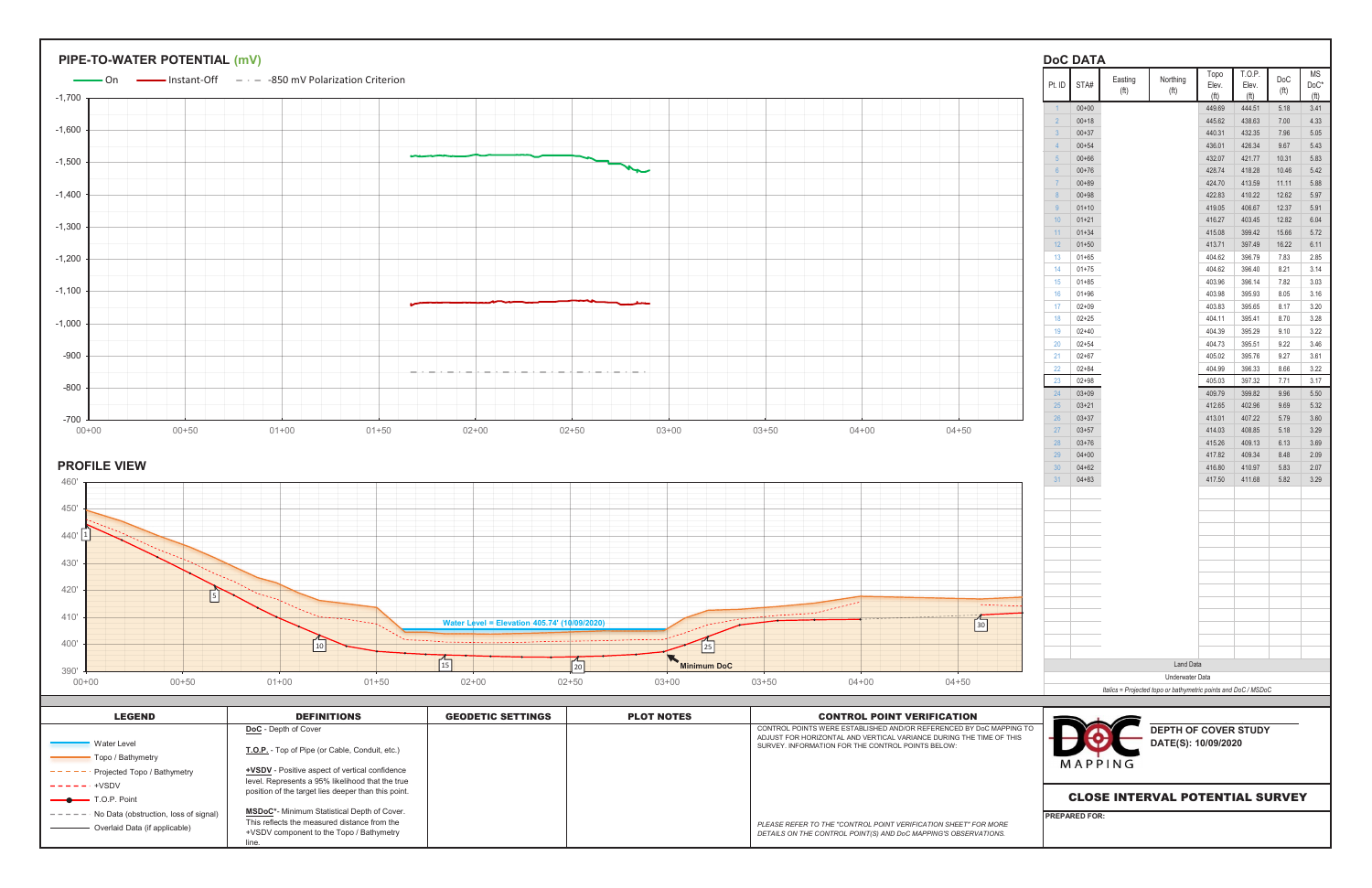## PIPE-TO-WATER POTENTIAL (mV)

On — Instant-Off — -850 mV Polarization Criterion

-1,700
-1,600
-1,500
-1,400
-1,300
-1,200
-1,100
-1,000
-900
-800
-700

00+00 00+50 01+00 01+50 02+00 02+50 03+00 03+50 04+00 04+50

## PROFILE VIEW

460'
450'
440'
430'
420'
410'
400'
390'

00+00 00+50 01+00 01+50 02+00 02+50 03+00 03+50 04+00 04+50

Water Level = Elevation 405.74' (10/09/2020)

Minimum DoC

1 5 10 15 20 25 30

## DoC DATA

| Pt. ID | STA# | Easting (ft) | Northing (ft) | Topo Elev. (ft) | T.O.P. Elev. (ft) | DoC (ft) | MS DoC* (ft) |
|---|---|---|---|---|---|---|---|
| 1 | 00+00 | | | 449.69 | 444.51 | 5.18 | 3.41 |
| 2 | 00+18 | | | 445.62 | 438.63 | 7.00 | 4.33 |
| 3 | 00+37 | | | 440.31 | 432.35 | 7.96 | 5.05 |
| 4 | 00+54 | | | 436.01 | 426.34 | 9.67 | 5.43 |
| 5 | 00+66 | | | 432.07 | 421.77 | 10.31 | 5.83 |
| 6 | 00+76 | | | 428.74 | 418.28 | 10.46 | 5.42 |
| 7 | 00+89 | | | 424.70 | 413.59 | 11.11 | 5.88 |
| 8 | 00+98 | | | 422.83 | 410.22 | 12.62 | 5.97 |
| 9 | 01+10 | | | 419.05 | 406.67 | 12.37 | 5.91 |
| 10 | 01+21 | | | 416.27 | 403.45 | 12.82 | 6.04 |
| 11 | 01+34 | | | 415.08 | 399.42 | 15.66 | 5.72 |
| 12 | 01+50 | | | 413.71 | 397.49 | 16.22 | 6.11 |
| 13 | 01+65 | | | 404.62 | 396.79 | 7.83 | 2.85 |
| 14 | 01+75 | | | 404.62 | 396.40 | 8.21 | 3.14 |
| 15 | 01+85 | | | 403.96 | 396.14 | 7.82 | 3.03 |
| 16 | 01+96 | | | 403.98 | 395.93 | 8.05 | 3.16 |
| 17 | 02+09 | | | 403.83 | 395.65 | 8.17 | 3.20 |
| 18 | 02+25 | | | 404.11 | 395.41 | 8.70 | 3.28 |
| 19 | 02+40 | | | 404.39 | 395.29 | 9.10 | 3.22 |
| 20 | 02+54 | | | 404.73 | 395.51 | 9.22 | 3.46 |
| 21 | 02+67 | | | 405.02 | 395.76 | 9.27 | 3.61 |
| 22 | 02+84 | | | 404.99 | 396.33 | 8.66 | 3.22 |
| 23 | 02+98 | | | 405.03 | 397.32 | 7.71 | 3.17 |
| 24 | 03+09 | | | 409.79 | 399.82 | 9.96 | 5.50 |
| 25 | 03+21 | | | 412.65 | 402.96 | 9.69 | 5.32 |
| 26 | 03+37 | | | 413.01 | 407.22 | 5.79 | 3.60 |
| 27 | 03+57 | | | 414.03 | 408.85 | 5.18 | 3.29 |
| 28 | 03+76 | | | 415.26 | 409.13 | 6.13 | 3.69 |
| 29 | 04+00 | | | 417.82 | 409.34 | 8.48 | 2.09 |
| 30 | 04+62 | | | 416.80 | 410.97 | 5.83 | 2.07 |
| 31 | 04+83 | | | 417.50 | 411.68 | 5.82 | 3.29 |

Land Data

Underwater Data

*Italics = Projected topo or bathymetric points and DoC / MSDoC*

### LEGEND

- Water Level
- Topo / Bathymetry
- Projected Topo / Bathymetry
- +VSDV
- T.O.P. Point
- No Data (obstruction, loss of signal)
- Overlaid Data (if applicable)

### DEFINITIONS

**DoC** - Depth of Cover

**T.O.P.** - Top of Pipe (or Cable, Conduit, etc.)

**+VSDV** - Positive aspect of vertical confidence level. Represents a 95% likelihood that the true position of the target lies deeper than this point.

**MSDoC***- Minimum Statistical Depth of Cover. This reflects the measured distance from the +VSDV component to the Topo / Bathymetry line.

### GEODETIC SETTINGS

### PLOT NOTES

### CONTROL POINT VERIFICATION

CONTROL POINTS WERE ESTABLISHED AND/OR REFERENCED BY DoC MAPPING TO ADJUST FOR HORIZONTAL AND VERTICAL VARIANCE DURING THE TIME OF THIS SURVEY. INFORMATION FOR THE CONTROL POINTS BELOW:

*PLEASE REFER TO THE "CONTROL POINT VERIFICATION SHEET" FOR MORE DETAILS ON THE CONTROL POINT(S) AND DoC MAPPING'S OBSERVATIONS.*

DoC MAPPING

**DEPTH OF COVER STUDY**
**DATE(S): 10/09/2020**

**CLOSE INTERVAL POTENTIAL SURVEY**

**PREPARED FOR:**